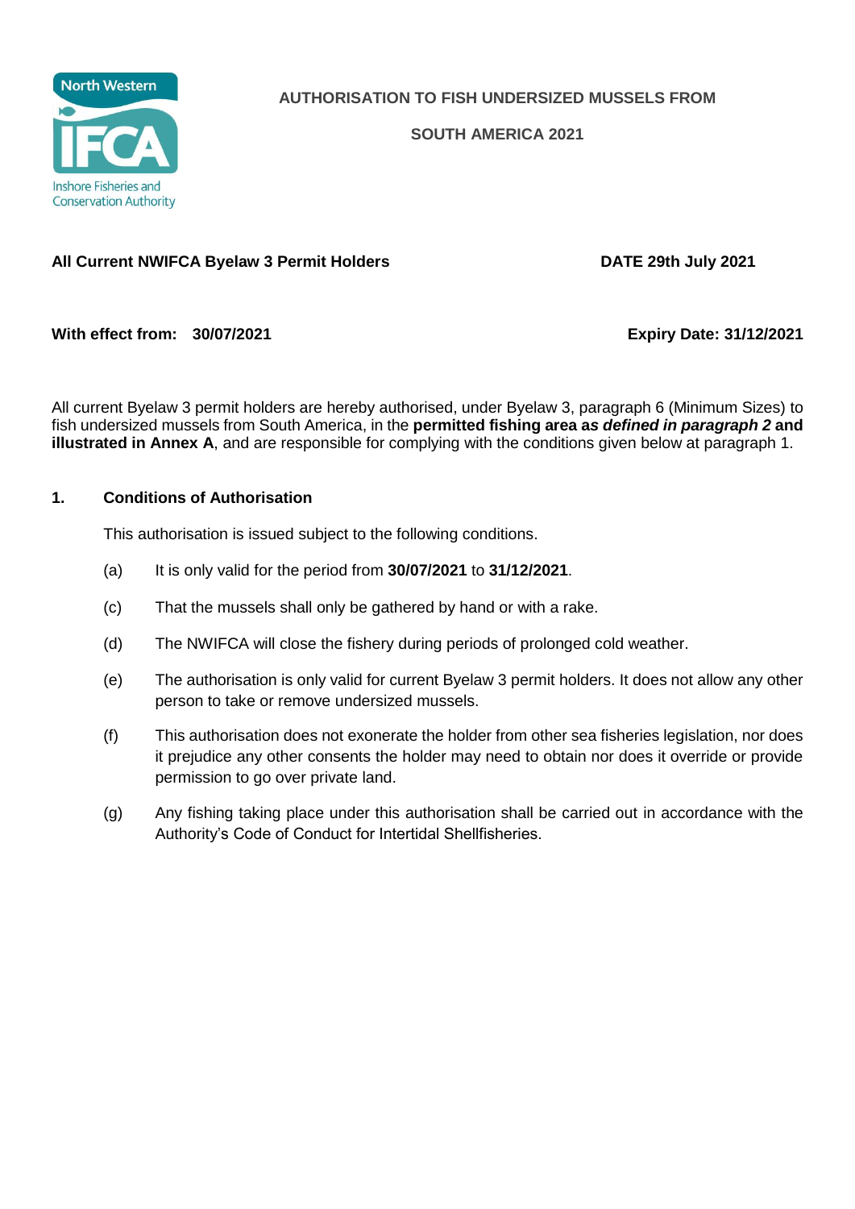North Western IFCA Inshore Fisheries and Conservation Authority

# AUTHORISATION TO FISH UNDERSIZED MUSSELS FROM SOUTH AMERICA 2021

**All Current NWIFCA Byelaw 3 Permit Holders** **DATE 29th July 2021**

**With effect from: 30/07/2021** **Expiry Date: 31/12/2021**

All current Byelaw 3 permit holders are hereby authorised, under Byelaw 3, paragraph 6 (Minimum Sizes) to fish undersized mussels from South America, in the **permitted fishing area a*s defined in paragraph 2* and illustrated in Annex A**, and are responsible for complying with the conditions given below at paragraph 1.

## 1. Conditions of Authorisation

This authorisation is issued subject to the following conditions.

(a) It is only valid for the period from **30/07/2021** to **31/12/2021**.

(c) That the mussels shall only be gathered by hand or with a rake.

(d) The NWIFCA will close the fishery during periods of prolonged cold weather.

(e) The authorisation is only valid for current Byelaw 3 permit holders. It does not allow any other person to take or remove undersized mussels.

(f) This authorisation does not exonerate the holder from other sea fisheries legislation, nor does it prejudice any other consents the holder may need to obtain nor does it override or provide permission to go over private land.

(g) Any fishing taking place under this authorisation shall be carried out in accordance with the Authority's Code of Conduct for Intertidal Shellfisheries.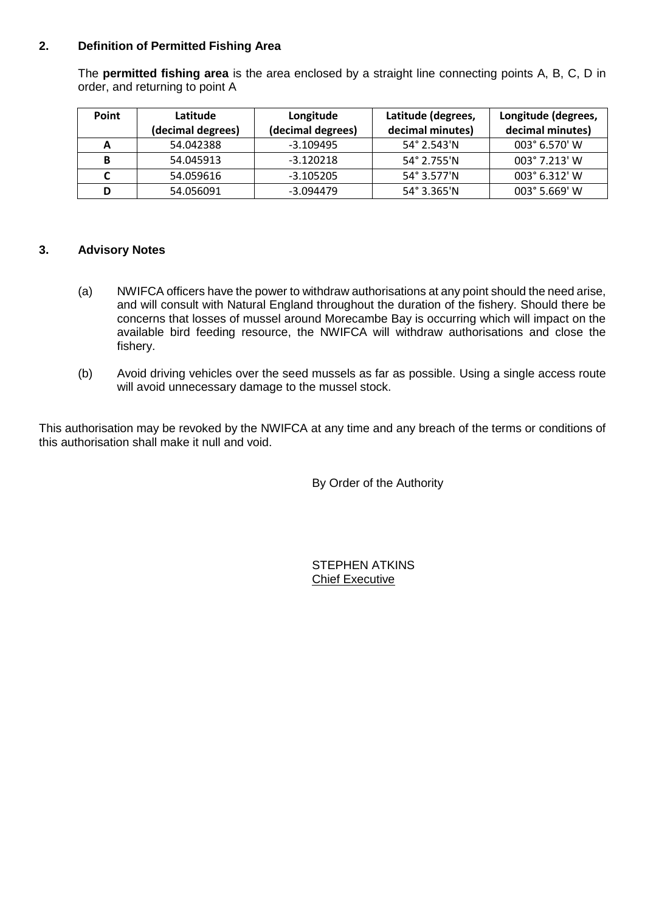## 2. Definition of Permitted Fishing Area

The **permitted fishing area** is the area enclosed by a straight line connecting points A, B, C, D in order, and returning to point A

| Point | Latitude (decimal degrees) | Longitude (decimal degrees) | Latitude (degrees, decimal minutes) | Longitude (degrees, decimal minutes) |
|---|---|---|---|---|
| A | 54.042388 | -3.109495 | 54° 2.543'N | 003° 6.570' W |
| B | 54.045913 | -3.120218 | 54° 2.755'N | 003° 7.213' W |
| C | 54.059616 | -3.105205 | 54° 3.577'N | 003° 6.312' W |
| D | 54.056091 | -3.094479 | 54° 3.365'N | 003° 5.669' W |

## 3. Advisory Notes

(a) NWIFCA officers have the power to withdraw authorisations at any point should the need arise, and will consult with Natural England throughout the duration of the fishery. Should there be concerns that losses of mussel around Morecambe Bay is occurring which will impact on the available bird feeding resource, the NWIFCA will withdraw authorisations and close the fishery.

(b) Avoid driving vehicles over the seed mussels as far as possible. Using a single access route will avoid unnecessary damage to the mussel stock.

This authorisation may be revoked by the NWIFCA at any time and any breach of the terms or conditions of this authorisation shall make it null and void.

By Order of the Authority

STEPHEN ATKINS
Chief Executive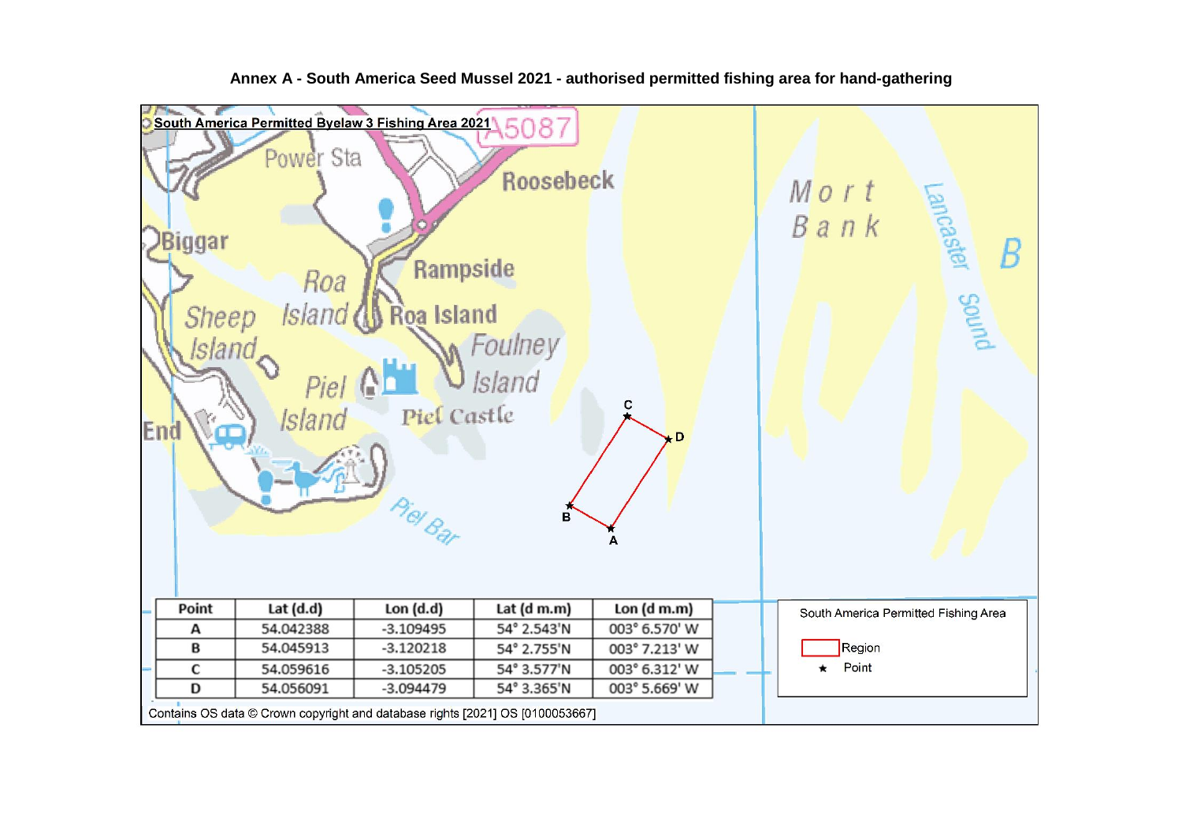# Annex A - South America Seed Mussel 2021 - authorised permitted fishing area for hand-gathering

South America Permitted Byelaw 3 Fishing Area 2021

| Point | Lat (d.d) | Lon (d.d) | Lat (d m.m) | Lon (d m.m) |
|---|---|---|---|---|
| A | 54.042388 | -3.109495 | 54° 2.543'N | 003° 6.570' W |
| B | 54.045913 | -3.120218 | 54° 2.755'N | 003° 7.213' W |
| C | 54.059616 | -3.105205 | 54° 3.577'N | 003° 6.312' W |
| D | 54.056091 | -3.094479 | 54° 3.365'N | 003° 5.669' W |

South America Permitted Fishing Area

Region

Point

Contains OS data © Crown copyright and database rights [2021] OS [0100053667]